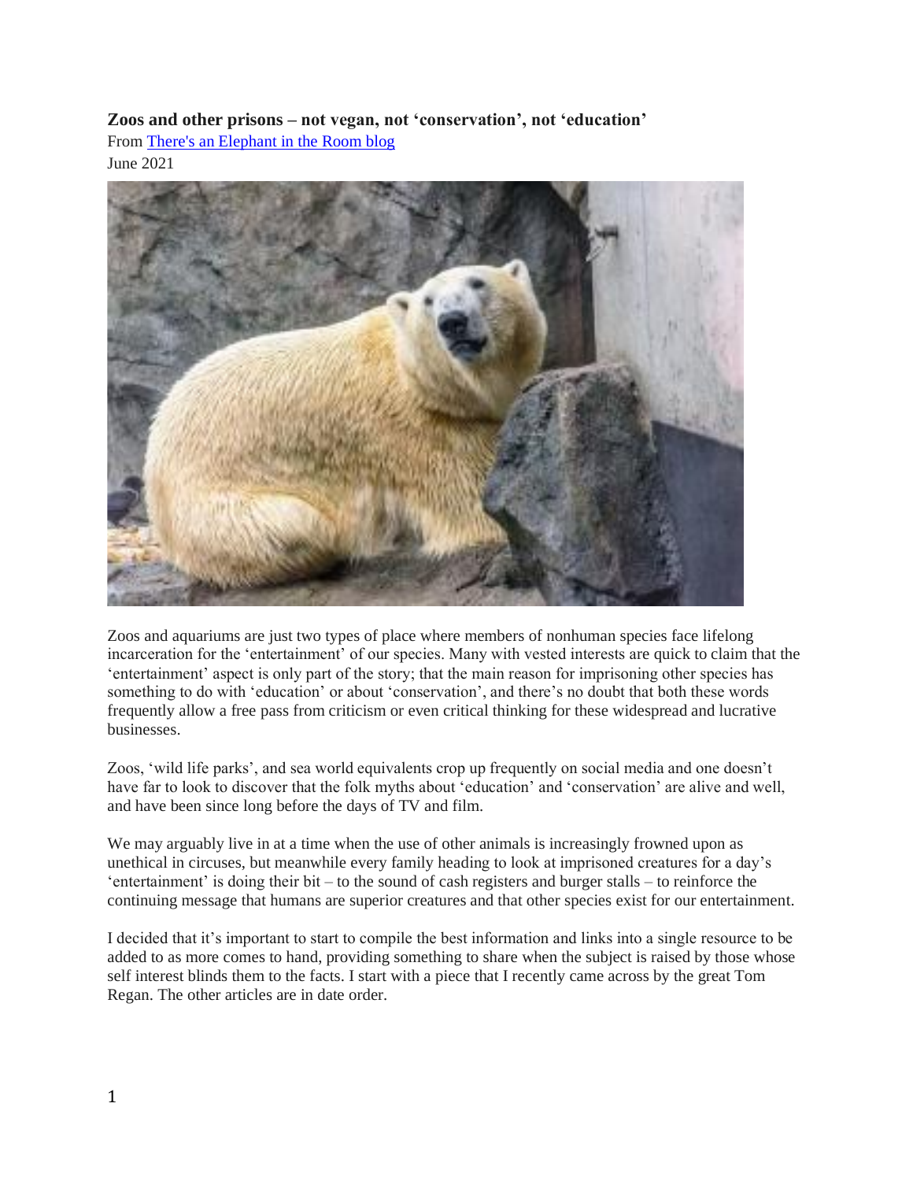**Zoos and other prisons – not vegan, not 'conservation', not 'education'**

From [There's an Elephant in the Room blog]

June 2021

Zoos and aquariums are just two types of place where members of nonhuman species face lifelong incarceration for the 'entertainment' of our species. Many with vested interests are quick to claim that the 'entertainment' aspect is only part of the story; that the main reason for imprisoning other species has something to do with 'education' or about 'conservation', and there's no doubt that both these words frequently allow a free pass from criticism or even critical thinking for these widespread and lucrative businesses.

Zoos, 'wild life parks', and sea world equivalents crop up frequently on social media and one doesn't have far to look to discover that the folk myths about 'education' and 'conservation' are alive and well, and have been since long before the days of TV and film.

We may arguably live in at a time when the use of other animals is increasingly frowned upon as unethical in circuses, but meanwhile every family heading to look at imprisoned creatures for a day's 'entertainment' is doing their bit – to the sound of cash registers and burger stalls – to reinforce the continuing message that humans are superior creatures and that other species exist for our entertainment.

I decided that it's important to start to compile the best information and links into a single resource to be added to as more comes to hand, providing something to share when the subject is raised by those whose self interest blinds them to the facts. I start with a piece that I recently came across by the great Tom Regan. The other articles are in date order.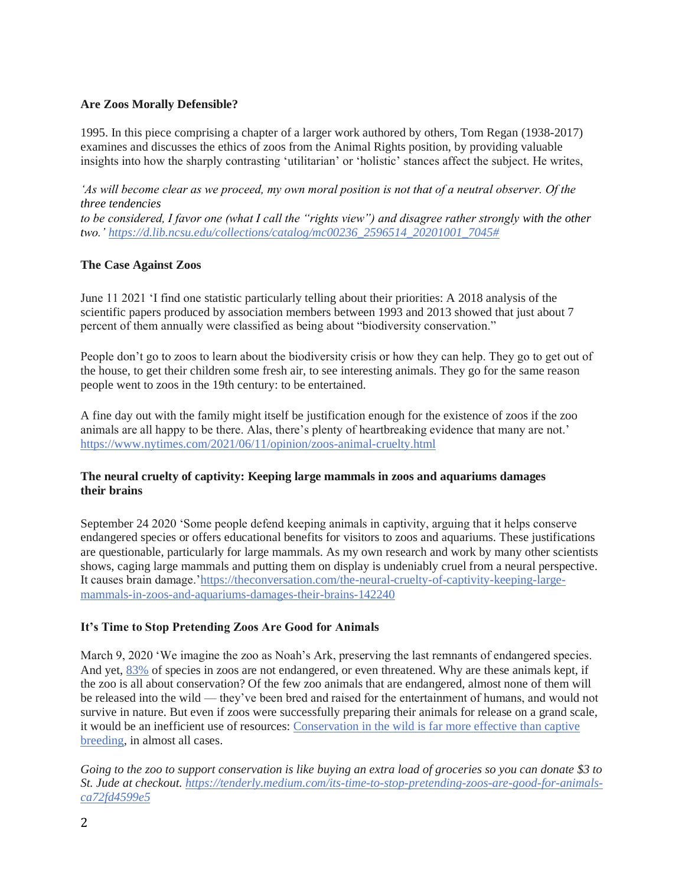**Are Zoos Morally Defensible?**

1995. In this piece comprising a chapter of a larger work authored by others, Tom Regan (1938-2017) examines and discusses the ethics of zoos from the Animal Rights position, by providing valuable insights into how the sharply contrasting 'utilitarian' or 'holistic' stances affect the subject. He writes,

*'As will become clear as we proceed, my own moral position is not that of a neutral observer. Of the three tendencies to be considered, I favor one (what I call the "rights view") and disagree rather strongly with the other two.'* [https://d.lib.ncsu.edu/collections/catalog/mc00236_2596514_20201001_7045#](https://d.lib.ncsu.edu/collections/catalog/mc00236_2596514_20201001_7045#)

**The Case Against Zoos**

June 11 2021 'I find one statistic particularly telling about their priorities: A 2018 analysis of the scientific papers produced by association members between 1993 and 2013 showed that just about 7 percent of them annually were classified as being about "biodiversity conservation."

People don't go to zoos to learn about the biodiversity crisis or how they can help. They go to get out of the house, to get their children some fresh air, to see interesting animals. They go for the same reason people went to zoos in the 19th century: to be entertained.

A fine day out with the family might itself be justification enough for the existence of zoos if the zoo animals are all happy to be there. Alas, there's plenty of heartbreaking evidence that many are not.' [https://www.nytimes.com/2021/06/11/opinion/zoos-animal-cruelty.html](https://www.nytimes.com/2021/06/11/opinion/zoos-animal-cruelty.html)

**The neural cruelty of captivity: Keeping large mammals in zoos and aquariums damages their brains**

September 24 2020 'Some people defend keeping animals in captivity, arguing that it helps conserve endangered species or offers educational benefits for visitors to zoos and aquariums. These justifications are questionable, particularly for large mammals. As my own research and work by many other scientists shows, caging large mammals and putting them on display is undeniably cruel from a neural perspective. It causes brain damage.'[https://theconversation.com/the-neural-cruelty-of-captivity-keeping-large-mammals-in-zoos-and-aquariums-damages-their-brains-142240](https://theconversation.com/the-neural-cruelty-of-captivity-keeping-large-mammals-in-zoos-and-aquariums-damages-their-brains-142240)

**It's Time to Stop Pretending Zoos Are Good for Animals**

March 9, 2020 'We imagine the zoo as Noah's Ark, preserving the last remnants of endangered species. And yet, 83% of species in zoos are not endangered, or even threatened. Why are these animals kept, if the zoo is all about conservation? Of the few zoo animals that are endangered, almost none of them will be released into the wild — they've been bred and raised for the entertainment of humans, and would not survive in nature. But even if zoos were successfully preparing their animals for release on a grand scale, it would be an inefficient use of resources: Conservation in the wild is far more effective than captive breeding, in almost all cases.

*Going to the zoo to support conservation is like buying an extra load of groceries so you can donate $3 to St. Jude at checkout.* [https://tenderly.medium.com/its-time-to-stop-pretending-zoos-are-good-for-animals-ca72fd4599e5](https://tenderly.medium.com/its-time-to-stop-pretending-zoos-are-good-for-animals-ca72fd4599e5)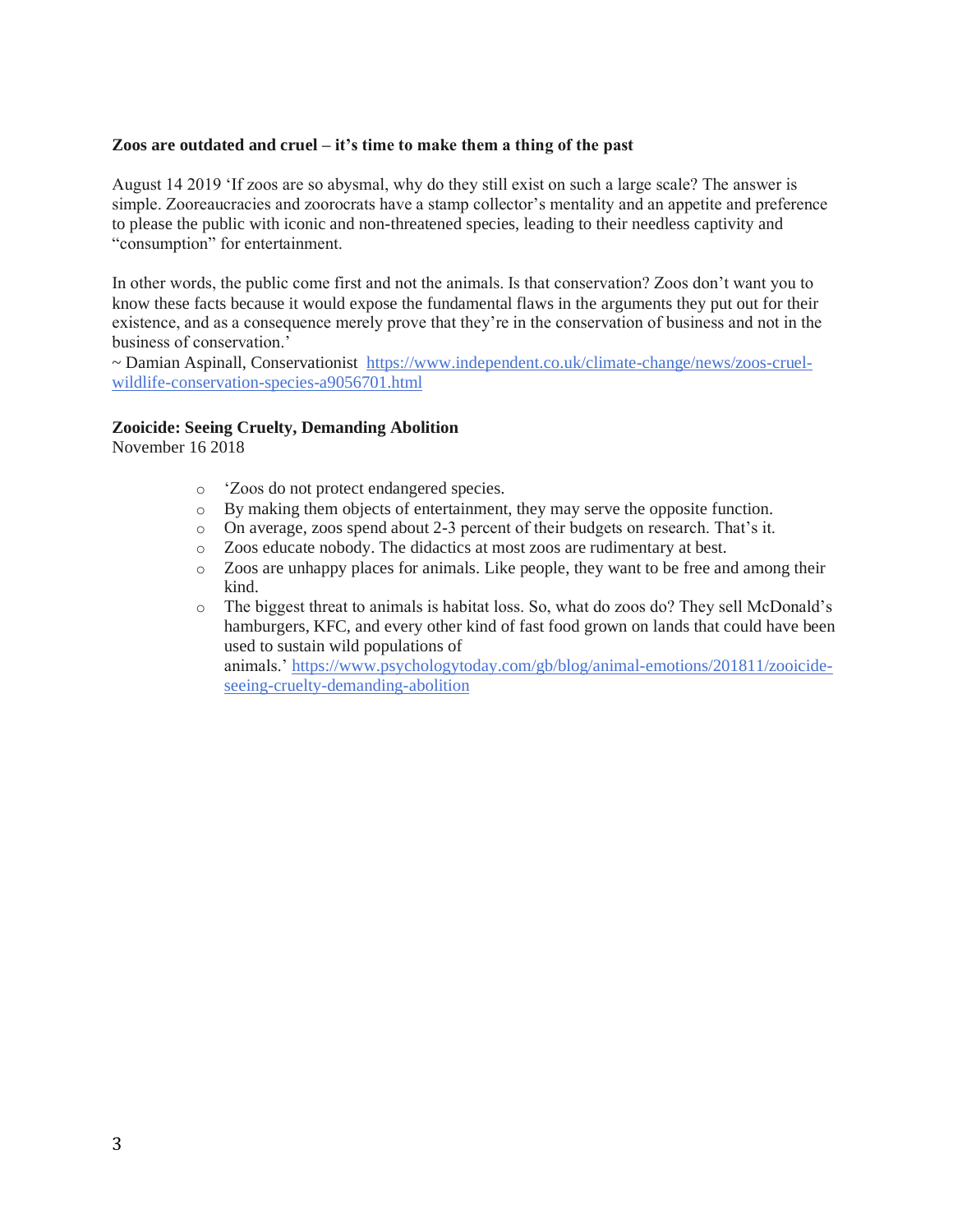**Zoos are outdated and cruel – it's time to make them a thing of the past**

August 14 2019 'If zoos are so abysmal, why do they still exist on such a large scale? The answer is simple. Zooreaucracies and zoorocrats have a stamp collector's mentality and an appetite and preference to please the public with iconic and non-threatened species, leading to their needless captivity and "consumption" for entertainment.

In other words, the public come first and not the animals. Is that conservation? Zoos don't want you to know these facts because it would expose the fundamental flaws in the arguments they put out for their existence, and as a consequence merely prove that they're in the conservation of business and not in the business of conservation.'
~ Damian Aspinall, Conservationist https://www.independent.co.uk/climate-change/news/zoos-cruel-wildlife-conservation-species-a9056701.html

**Zooicide: Seeing Cruelty, Demanding Abolition**
November 16 2018

- 'Zoos do not protect endangered species.
- By making them objects of entertainment, they may serve the opposite function.
- On average, zoos spend about 2-3 percent of their budgets on research. That's it.
- Zoos educate nobody. The didactics at most zoos are rudimentary at best.
- Zoos are unhappy places for animals. Like people, they want to be free and among their kind.
- The biggest threat to animals is habitat loss. So, what do zoos do? They sell McDonald's hamburgers, KFC, and every other kind of fast food grown on lands that could have been used to sustain wild populations of animals.' https://www.psychologytoday.com/gb/blog/animal-emotions/201811/zooicide-seeing-cruelty-demanding-abolition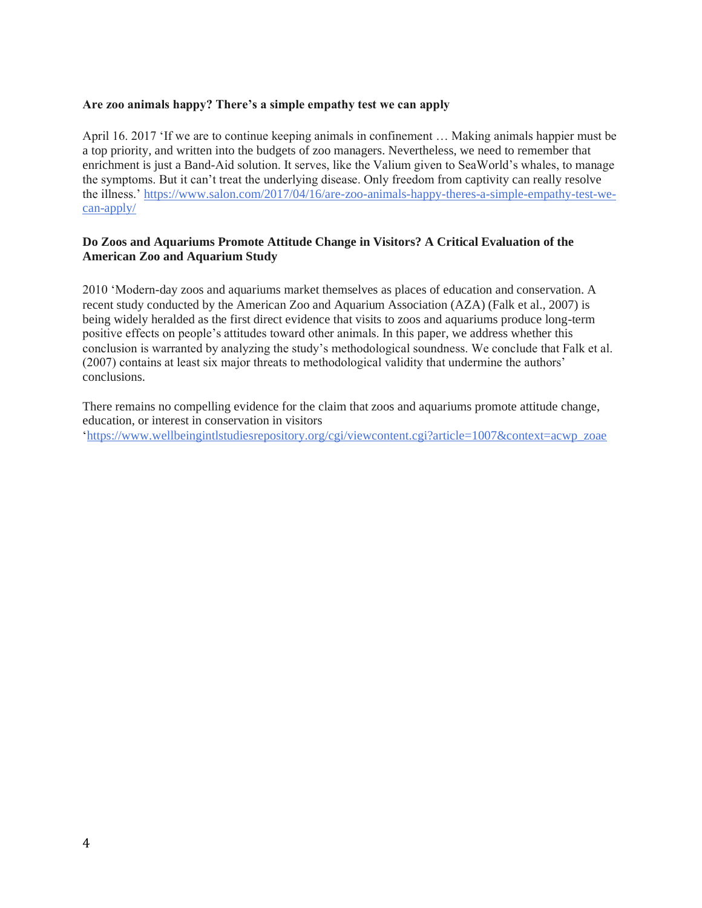**Are zoo animals happy? There's a simple empathy test we can apply**

April 16. 2017 'If we are to continue keeping animals in confinement … Making animals happier must be a top priority, and written into the budgets of zoo managers. Nevertheless, we need to remember that enrichment is just a Band-Aid solution. It serves, like the Valium given to SeaWorld's whales, to manage the symptoms. But it can't treat the underlying disease. Only freedom from captivity can really resolve the illness.' [https://www.salon.com/2017/04/16/are-zoo-animals-happy-theres-a-simple-empathy-test-we-can-apply/](https://www.salon.com/2017/04/16/are-zoo-animals-happy-theres-a-simple-empathy-test-we-can-apply/)

**Do Zoos and Aquariums Promote Attitude Change in Visitors? A Critical Evaluation of the American Zoo and Aquarium Study**

2010 'Modern-day zoos and aquariums market themselves as places of education and conservation. A recent study conducted by the American Zoo and Aquarium Association (AZA) (Falk et al., 2007) is being widely heralded as the first direct evidence that visits to zoos and aquariums produce long-term positive effects on people's attitudes toward other animals. In this paper, we address whether this conclusion is warranted by analyzing the study's methodological soundness. We conclude that Falk et al. (2007) contains at least six major threats to methodological validity that undermine the authors' conclusions.

There remains no compelling evidence for the claim that zoos and aquariums promote attitude change, education, or interest in conservation in visitors '[https://www.wellbeingintlstudiesrepository.org/cgi/viewcontent.cgi?article=1007&context=acwp_zoae](https://www.wellbeingintlstudiesrepository.org/cgi/viewcontent.cgi?article=1007&context=acwp_zoae)